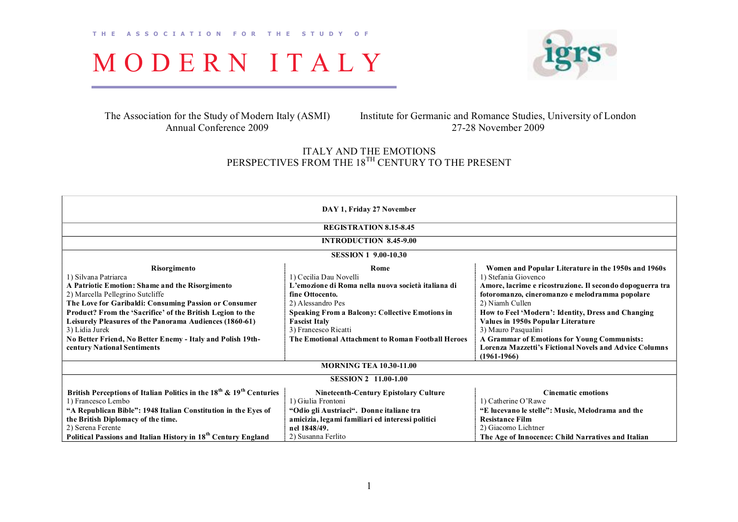THE ASSOCIATION FOR THE STUDY OF

# MODERN ITALY

The Association for the Study of Modern Italy (ASMI) Annual Conference 2009

Institute for Germanic and Romance Studies, University of London 27-28 November 2009

## ITALY AND THE EMOTIONS
## PERSPECTIVES FROM THE 18TH CENTURY TO THE PRESENT

| DAY 1, Friday 27 November | | |
|---|---|---|
| **REGISTRATION 8.15-8.45** | | |
| **INTRODUCTION 8.45-9.00** | | |
| **SESSION 1 9.00-10.30** | | |
| **Risorgimento**<br>1) Silvana Patriarca<br>**A Patriotic Emotion: Shame and the Risorgimento**<br>2) Marcella Pellegrino Sutcliffe<br>**The Love for Garibaldi: Consuming Passion or Consumer Product? From the 'Sacrifice' of the British Legion to the Leisurely Pleasures of the Panorama Audiences (1860-61)**<br>3) Lidia Jurek<br>**No Better Friend, No Better Enemy - Italy and Polish 19th-century National Sentiments** | **Rome**<br>1) Cecilia Dau Novelli<br>**L'emozione di Roma nella nuova società italiana di fine Ottocento.**<br>2) Alessandro Pes<br>**Speaking From a Balcony: Collective Emotions in Fascist Italy**<br>3) Francesco Ricatti<br>**The Emotional Attachment to Roman Football Heroes** | **Women and Popular Literature in the 1950s and 1960s**<br>1) Stefania Giovenco<br>**Amore, lacrime e ricostruzione. Il secondo dopoguerra tra fotoromanzo, cineromanzo e melodramma popolare**<br>2) Niamh Cullen<br>**How to Feel 'Modern': Identity, Dress and Changing Values in 1950s Popular Literature**<br>3) Mauro Pasqualini<br>**A Grammar of Emotions for Young Communists: Lorenza Mazzetti's Fictional Novels and Advice Columns (1961-1966)** |
| **MORNING TEA 10.30-11.00** | | |
| **SESSION 2 11.00-1.00** | | |
| **British Perceptions of Italian Politics in the 18th & 19th Centuries**<br>1) Francesco Lembo<br>**"A Republican Bible": 1948 Italian Constitution in the Eyes of the British Diplomacy of the time.**<br>2) Serena Ferente<br>**Political Passions and Italian History in 18th Century England** | **Nineteenth-Century Epistolary Culture**<br>1) Giulia Frontoni<br>**"Odio gli Austriaci". Donne italiane tra amicizia, legami familiari ed interessi politici nel 1848/49.**<br>2) Susanna Ferlito | **Cinematic emotions**<br>1) Catherine O'Rawe<br>**"E lucevano le stelle": Music, Melodrama and the Resistance Film**<br>2) Giacomo Lichtner<br>**The Age of Innocence: Child Narratives and Italian** |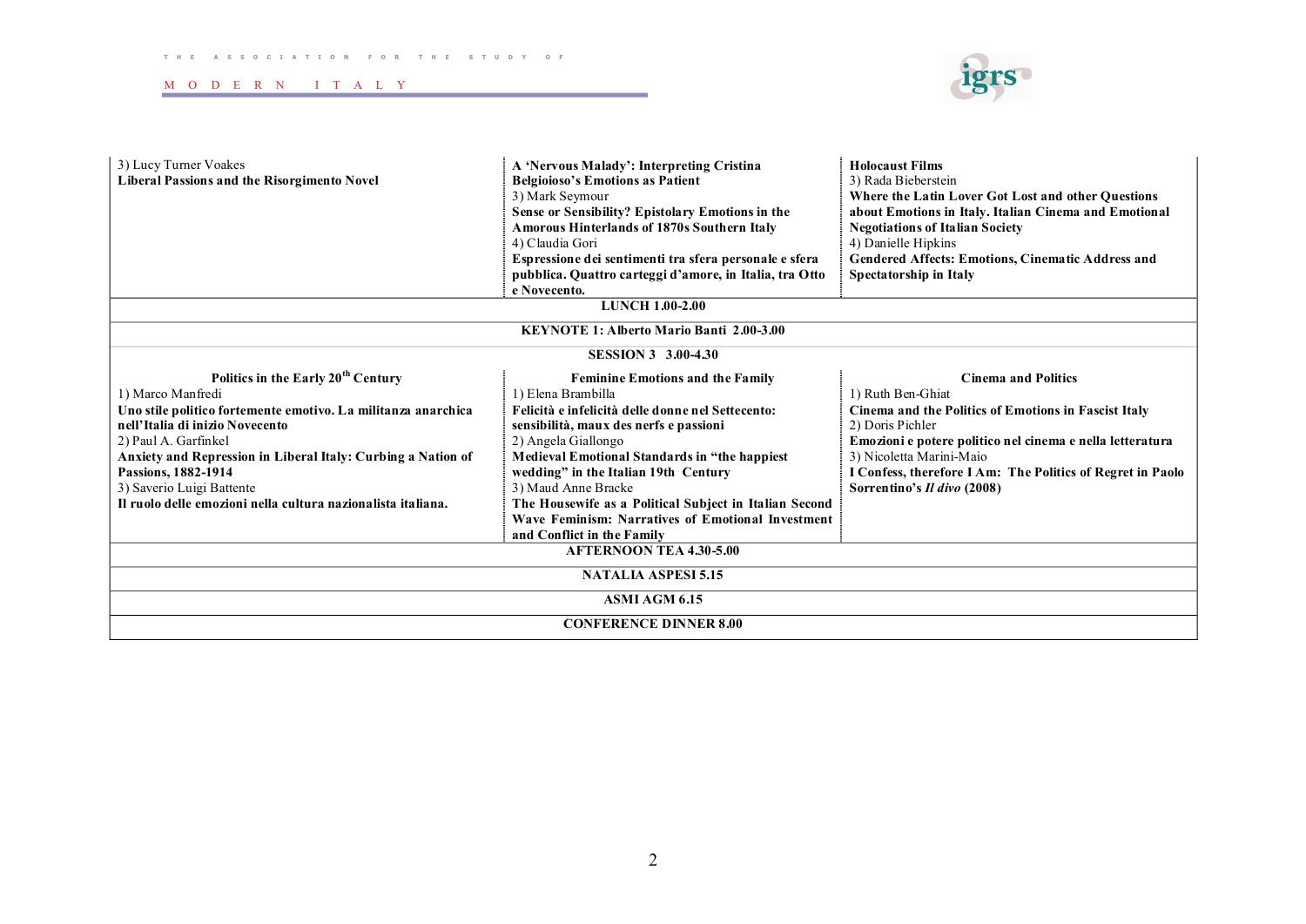| | | |
|---|---|---|
| 3) Lucy Turner Voakes<br>**Liberal Passions and the Risorgimento Novel** | **A 'Nervous Malady': Interpreting Cristina Belgioioso's Emotions as Patient**<br>3) Mark Seymour<br>**Sense or Sensibility? Epistolary Emotions in the Amorous Hinterlands of 1870s Southern Italy**<br>4) Claudia Gori<br>**Espressione dei sentimenti tra sfera personale e sfera pubblica. Quattro carteggi d'amore, in Italia, tra Otto e Novecento.** | **Holocaust Films**<br>3) Rada Bieberstein<br>**Where the Latin Lover Got Lost and other Questions about Emotions in Italy. Italian Cinema and Emotional Negotiations of Italian Society**<br>4) Danielle Hipkins<br>**Gendered Affects: Emotions, Cinematic Address and Spectatorship in Italy** |
| | **LUNCH 1.00-2.00** | |
| | **KEYNOTE 1: Alberto Mario Banti 2.00-3.00** | |
| | **SESSION 3 3.00-4.30** | |
| **Politics in the Early 20th Century**<br>1) Marco Manfredi<br>**Uno stile politico fortemente emotivo. La militanza anarchica nell'Italia di inizio Novecento**<br>2) Paul A. Garfinkel<br>**Anxiety and Repression in Liberal Italy: Curbing a Nation of Passions, 1882-1914**<br>3) Saverio Luigi Battente<br>**Il ruolo delle emozioni nella cultura nazionalista italiana.** | **Feminine Emotions and the Family**<br>1) Elena Brambilla<br>**Felicità e infelicità delle donne nel Settecento: sensibilità, maux des nerfs e passioni**<br>2) Angela Giallongo<br>**Medieval Emotional Standards in "the happiest wedding" in the Italian 19th Century**<br>3) Maud Anne Bracke<br>**The Housewife as a Political Subject in Italian Second Wave Feminism: Narratives of Emotional Investment and Conflict in the Family** | **Cinema and Politics**<br>1) Ruth Ben-Ghiat<br>**Cinema and the Politics of Emotions in Fascist Italy**<br>2) Doris Pichler<br>**Emozioni e potere politico nel cinema e nella letteratura**<br>3) Nicoletta Marini-Maio<br>**I Confess, therefore I Am: The Politics of Regret in Paolo Sorrentino's *Il divo* (2008)** |
| | **AFTERNOON TEA 4.30-5.00** | |
| | **NATALIA ASPESI 5.15** | |
| | **ASMI AGM 6.15** | |
| | **CONFERENCE DINNER 8.00** | |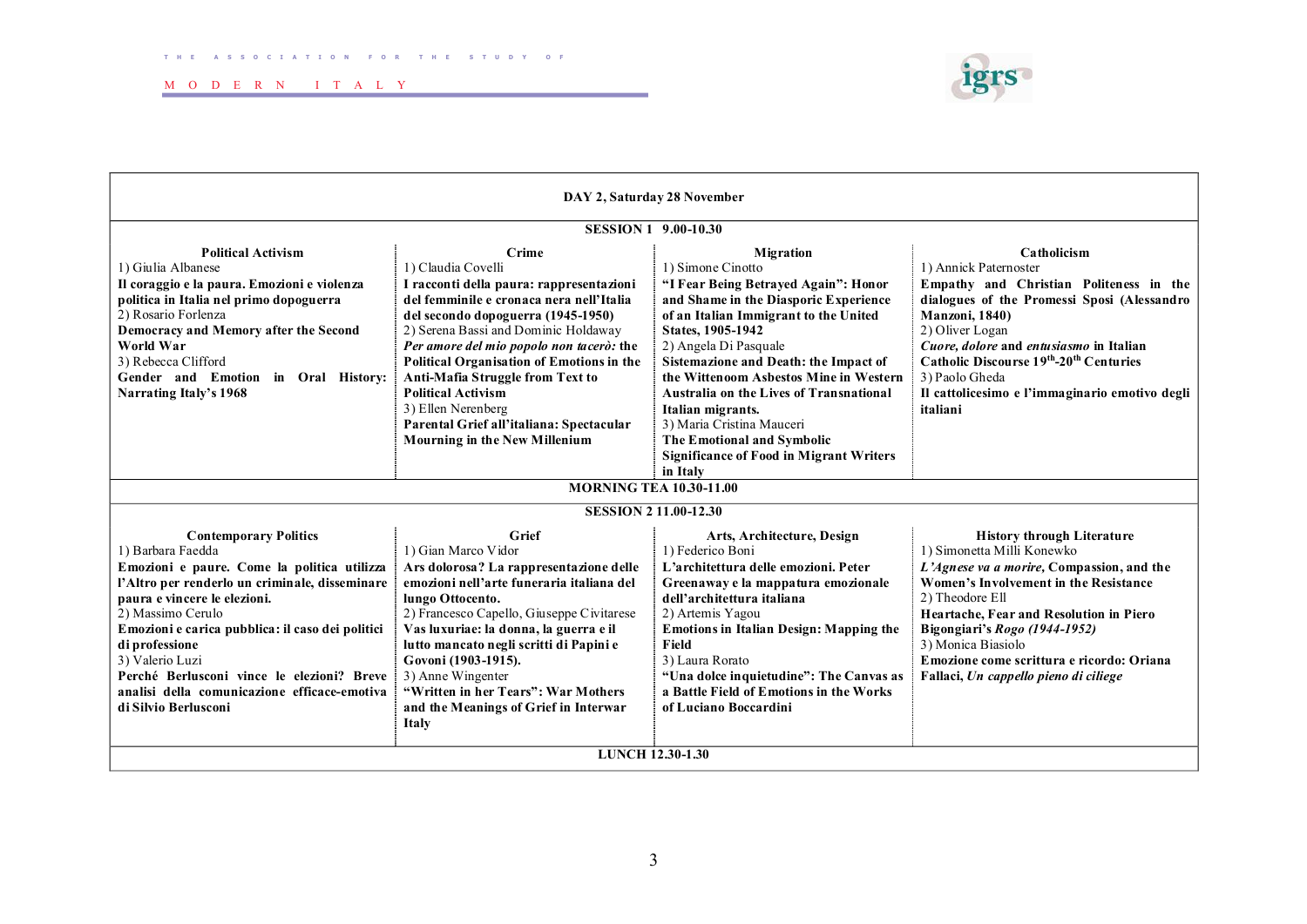THE ASSOCIATION FOR THE STUDY OF
MODERN ITALY

## DAY 2, Saturday 28 November

### SESSION 1 9.00-10.30

| Political Activism | Crime | Migration | Catholicism |
|---|---|---|---|
| 1) Giulia Albanese<br>**Il coraggio e la paura. Emozioni e violenza politica in Italia nel primo dopoguerra**<br>2) Rosario Forlenza<br>**Democracy and Memory after the Second World War**<br>3) Rebecca Clifford<br>**Gender and Emotion in Oral History: Narrating Italy's 1968** | 1) Claudia Covelli<br>**I racconti della paura: rappresentazioni del femminile e cronaca nera nell'Italia del secondo dopoguerra (1945-1950)**<br>2) Serena Bassi and Dominic Holdaway<br>***Per amore del mio popolo non tacerò:* the Political Organisation of Emotions in the Anti-Mafia Struggle from Text to Political Activism**<br>3) Ellen Nerenberg<br>**Parental Grief all'italiana: Spectacular Mourning in the New Millenium** | 1) Simone Cinotto<br>**"I Fear Being Betrayed Again": Honor and Shame in the Diasporic Experience of an Italian Immigrant to the United States, 1905-1942**<br>2) Angela Di Pasquale<br>**Sistemazione and Death: the Impact of the Wittenoom Asbestos Mine in Western Australia on the Lives of Transnational Italian migrants.**<br>3) Maria Cristina Mauceri<br>**The Emotional and Symbolic Significance of Food in Migrant Writers in Italy** | 1) Annick Paternoster<br>**Empathy and Christian Politeness in the dialogues of the Promessi Sposi (Alessandro Manzoni, 1840)**<br>2) Oliver Logan<br>***Cuore, dolore* and *entusiasmo* in Italian Catholic Discourse 19th-20th Centuries**<br>3) Paolo Gheda<br>**Il cattolicesimo e l'immaginario emotivo degli italiani** |

### MORNING TEA 10.30-11.00

### SESSION 2 11.00-12.30

| Contemporary Politics | Grief | Arts, Architecture, Design | History through Literature |
|---|---|---|---|
| 1) Barbara Faedda<br>**Emozioni e paure. Come la politica utilizza l'Altro per renderlo un criminale, disseminare paura e vincere le elezioni.**<br>2) Massimo Cerulo<br>**Emozioni e carica pubblica: il caso dei politici di professione**<br>3) Valerio Luzi<br>**Perché Berlusconi vince le elezioni? Breve analisi della comunicazione efficace-emotiva di Silvio Berlusconi** | 1) Gian Marco Vidor<br>**Ars dolorosa? La rappresentazione delle emozioni nell'arte funeraria italiana del lungo Ottocento.**<br>2) Francesco Capello, Giuseppe Civitarese<br>**Vas luxuriae: la donna, la guerra e il lutto mancato negli scritti di Papini e Govoni (1903-1915).**<br>3) Anne Wingenter<br>**"Written in her Tears": War Mothers and the Meanings of Grief in Interwar Italy** | 1) Federico Boni<br>**L'architettura delle emozioni. Peter Greenaway e la mappatura emozionale dell'architettura italiana**<br>2) Artemis Yagou<br>**Emotions in Italian Design: Mapping the Field**<br>3) Laura Rorato<br>**"Una dolce inquietudine": The Canvas as a Battle Field of Emotions in the Works of Luciano Boccardini** | 1) Simonetta Milli Konewko<br>***L'Agnese va a morire,* Compassion, and the Women's Involvement in the Resistance**<br>2) Theodore Ell<br>**Heartache, Fear and Resolution in Piero Bigongiari's *Rogo (1944-1952)***<br>3) Monica Biasiolo<br>**Emozione come scrittura e ricordo: Oriana Fallaci, *Un cappello pieno di ciliege*** |

### LUNCH 12.30-1.30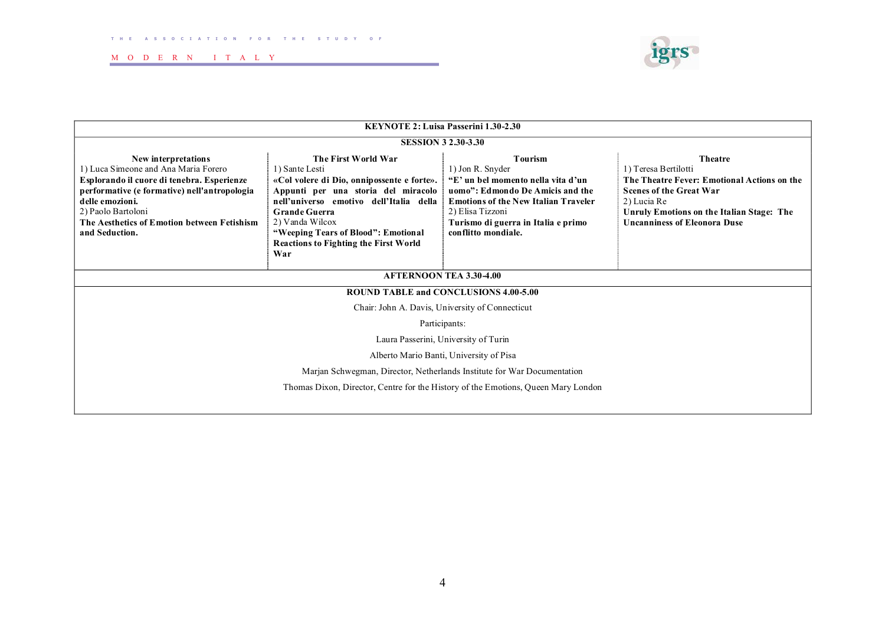**KEYNOTE 2: Luisa Passerini 1.30-2.30**

**SESSION 3 2.30-3.30**

| **New interpretations** | **The First World War** | **Tourism** | **Theatre** |
|---|---|---|---|
| 1) Luca Simeone and Ana Maria Forero<br>**Esplorando il cuore di tenebra. Esperienze performative (e formative) nell'antropologia delle emozioni.**<br>2) Paolo Bartoloni<br>**The Aesthetics of Emotion between Fetishism and Seduction.** | 1) Sante Lesti<br>**«Col volere di Dio, onnipossente e forte». Appunti per una storia del miracolo nell'universo emotivo dell'Italia della Grande Guerra**<br>2) Vanda Wilcox<br>**"Weeping Tears of Blood": Emotional Reactions to Fighting the First World War** | 1) Jon R. Snyder<br>**"E' un bel momento nella vita d'un uomo": Edmondo De Amicis and the Emotions of the New Italian Traveler**<br>2) Elisa Tizzoni<br>**Turismo di guerra in Italia e primo conflitto mondiale.** | 1) Teresa Bertilotti<br>**The Theatre Fever: Emotional Actions on the Scenes of the Great War**<br>2) Lucia Re<br>**Unruly Emotions on the Italian Stage: The Uncanniness of Eleonora Duse** |

**AFTERNOON TEA 3.30-4.00**

**ROUND TABLE and CONCLUSIONS 4.00-5.00**

Chair: John A. Davis, University of Connecticut

Participants:

Laura Passerini, University of Turin

Alberto Mario Banti, University of Pisa

Marjan Schwegman, Director, Netherlands Institute for War Documentation

Thomas Dixon, Director, Centre for the History of the Emotions, Queen Mary London